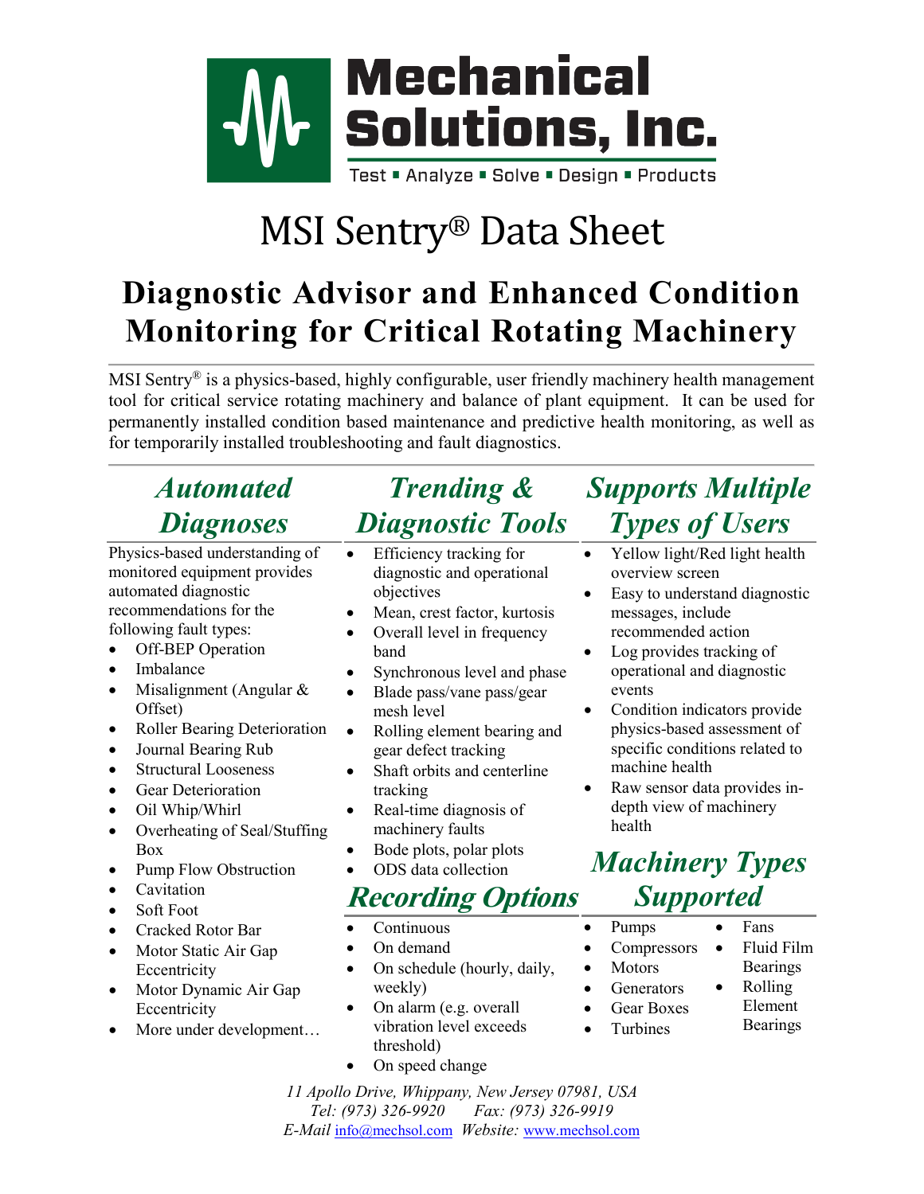# Mechanical Solutions, Inc.

Test ▪ Analyze ▪ Solve ▪ Design ▪ Products

# MSI Sentry® Data Sheet

## Diagnostic Advisor and Enhanced Condition Monitoring for Critical Rotating Machinery

MSI Sentry® is a physics-based, highly configurable, user friendly machinery health management tool for critical service rotating machinery and balance of plant equipment. It can be used for permanently installed condition based maintenance and predictive health monitoring, as well as for temporarily installed troubleshooting and fault diagnostics.

### *Automated Diagnoses*

Physics-based understanding of monitored equipment provides automated diagnostic recommendations for the following fault types:

- Off-BEP Operation
- Imbalance
- Misalignment (Angular & Offset)
- Roller Bearing Deterioration
- Journal Bearing Rub
- Structural Looseness
- Gear Deterioration
- Oil Whip/Whirl
- Overheating of Seal/Stuffing Box
- Pump Flow Obstruction
- Cavitation
- Soft Foot
- Cracked Rotor Bar
- Motor Static Air Gap Eccentricity
- Motor Dynamic Air Gap Eccentricity
- More under development…

### *Trending & Diagnostic Tools*

- Efficiency tracking for diagnostic and operational objectives
- Mean, crest factor, kurtosis
- Overall level in frequency band
- Synchronous level and phase
- Blade pass/vane pass/gear mesh level
- Rolling element bearing and gear defect tracking
- Shaft orbits and centerline tracking
- Real-time diagnosis of machinery faults
- Bode plots, polar plots
- ODS data collection

### *Recording Options*

- Continuous
- On demand
- On schedule (hourly, daily, weekly)
- On alarm (e.g. overall vibration level exceeds threshold)
- On speed change

### *Supports Multiple Types of Users*

- Yellow light/Red light health overview screen
- Easy to understand diagnostic messages, include recommended action
- Log provides tracking of operational and diagnostic events
- Condition indicators provide physics-based assessment of specific conditions related to machine health
- Raw sensor data provides in-depth view of machinery health

### *Machinery Types Supported*

- Pumps
- Compressors
- Motors
- Generators
- Gear Boxes
- Turbines
- Fans
- Fluid Film Bearings
- Rolling Element Bearings

*11 Apollo Drive, Whippany, New Jersey 07981, USA*
*Tel: (973) 326-9920 Fax: (973) 326-9919*
*E-Mail* info@mechsol.com *Website:* www.mechsol.com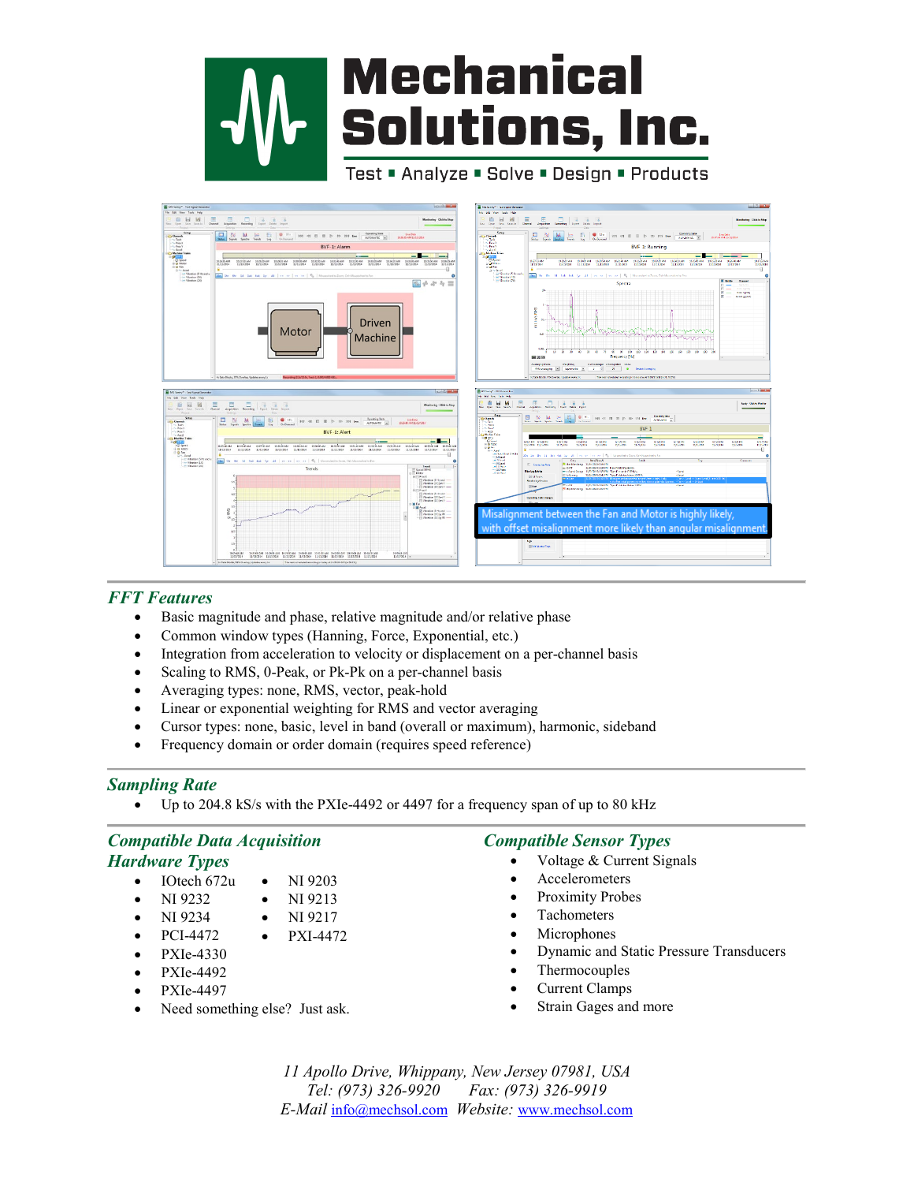# Mechanical Solutions, Inc.

Test ▪ Analyze ▪ Solve ▪ Design ▪ Products

Misalignment between the Fan and Motor is highly likely, with offset misalignment more likely than angular misalignment

## *FFT Features*

- Basic magnitude and phase, relative magnitude and/or relative phase
- Common window types (Hanning, Force, Exponential, etc.)
- Integration from acceleration to velocity or displacement on a per-channel basis
- Scaling to RMS, 0-Peak, or Pk-Pk on a per-channel basis
- Averaging types: none, RMS, vector, peak-hold
- Linear or exponential weighting for RMS and vector averaging
- Cursor types: none, basic, level in band (overall or maximum), harmonic, sideband
- Frequency domain or order domain (requires speed reference)

## *Sampling Rate*

- Up to 204.8 kS/s with the PXIe-4492 or 4497 for a frequency span of up to 80 kHz

## *Compatible Data Acquisition Hardware Types*

- IOtech 672u
- NI 9232
- NI 9234
- PCI-4472
- PXIe-4330
- PXIe-4492
- PXIe-4497
- Need something else? Just ask.
- NI 9203
- NI 9213
- NI 9217
- PXI-4472

## *Compatible Sensor Types*

- Voltage & Current Signals
- Accelerometers
- Proximity Probes
- Tachometers
- Microphones
- Dynamic and Static Pressure Transducers
- Thermocouples
- Current Clamps
- Strain Gages and more

*11 Apollo Drive, Whippany, New Jersey 07981, USA*
*Tel: (973) 326-9920 Fax: (973) 326-9919*
*E-Mail* info@mechsol.com *Website:* www.mechsol.com